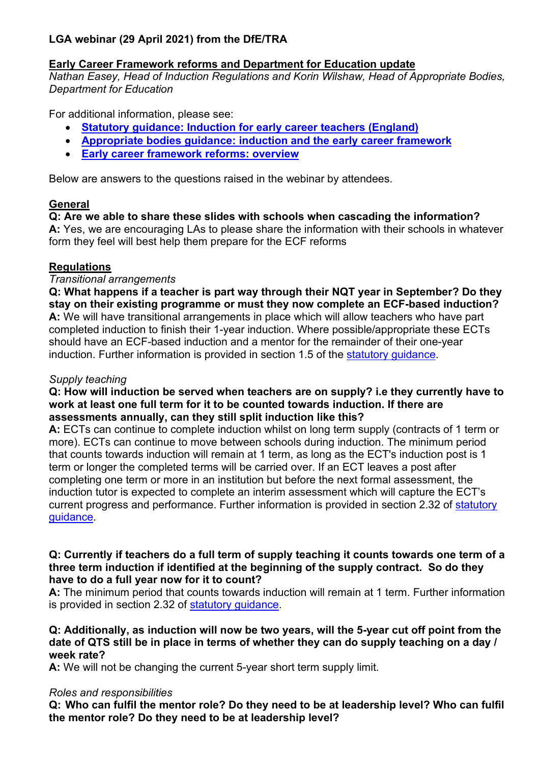**LGA webinar (29 April 2021) from the DfE/TRA**

**Early Career Framework reforms and Department for Education update**

*Nathan Easey, Head of Induction Regulations and Korin Wilshaw, Head of Appropriate Bodies, Department for Education*

For additional information, please see:

- **Statutory guidance: Induction for early career teachers (England)**
- **Appropriate bodies guidance: induction and the early career framework**
- **Early career framework reforms: overview**

Below are answers to the questions raised in the webinar by attendees.

## General

**Q: Are we able to share these slides with schools when cascading the information?**

**A:** Yes, we are encouraging LAs to please share the information with their schools in whatever form they feel will best help them prepare for the ECF reforms

## Regulations

*Transitional arrangements*

**Q: What happens if a teacher is part way through their NQT year in September? Do they stay on their existing programme or must they now complete an ECF-based induction?**

**A:** We will have transitional arrangements in place which will allow teachers who have part completed induction to finish their 1-year induction. Where possible/appropriate these ECTs should have an ECF-based induction and a mentor for the remainder of their one-year induction. Further information is provided in section 1.5 of the statutory guidance.

*Supply teaching*

**Q: How will induction be served when teachers are on supply? i.e they currently have to work at least one full term for it to be counted towards induction. If there are assessments annually, can they still split induction like this?**

**A:** ECTs can continue to complete induction whilst on long term supply (contracts of 1 term or more). ECTs can continue to move between schools during induction. The minimum period that counts towards induction will remain at 1 term, as long as the ECT's induction post is 1 term or longer the completed terms will be carried over. If an ECT leaves a post after completing one term or more in an institution but before the next formal assessment, the induction tutor is expected to complete an interim assessment which will capture the ECT's current progress and performance. Further information is provided in section 2.32 of statutory guidance.

**Q: Currently if teachers do a full term of supply teaching it counts towards one term of a three term induction if identified at the beginning of the supply contract. So do they have to do a full year now for it to count?**

**A:** The minimum period that counts towards induction will remain at 1 term. Further information is provided in section 2.32 of statutory guidance.

**Q: Additionally, as induction will now be two years, will the 5-year cut off point from the date of QTS still be in place in terms of whether they can do supply teaching on a day / week rate?**

**A:** We will not be changing the current 5-year short term supply limit.

*Roles and responsibilities*

**Q: Who can fulfil the mentor role? Do they need to be at leadership level? Who can fulfil the mentor role? Do they need to be at leadership level?**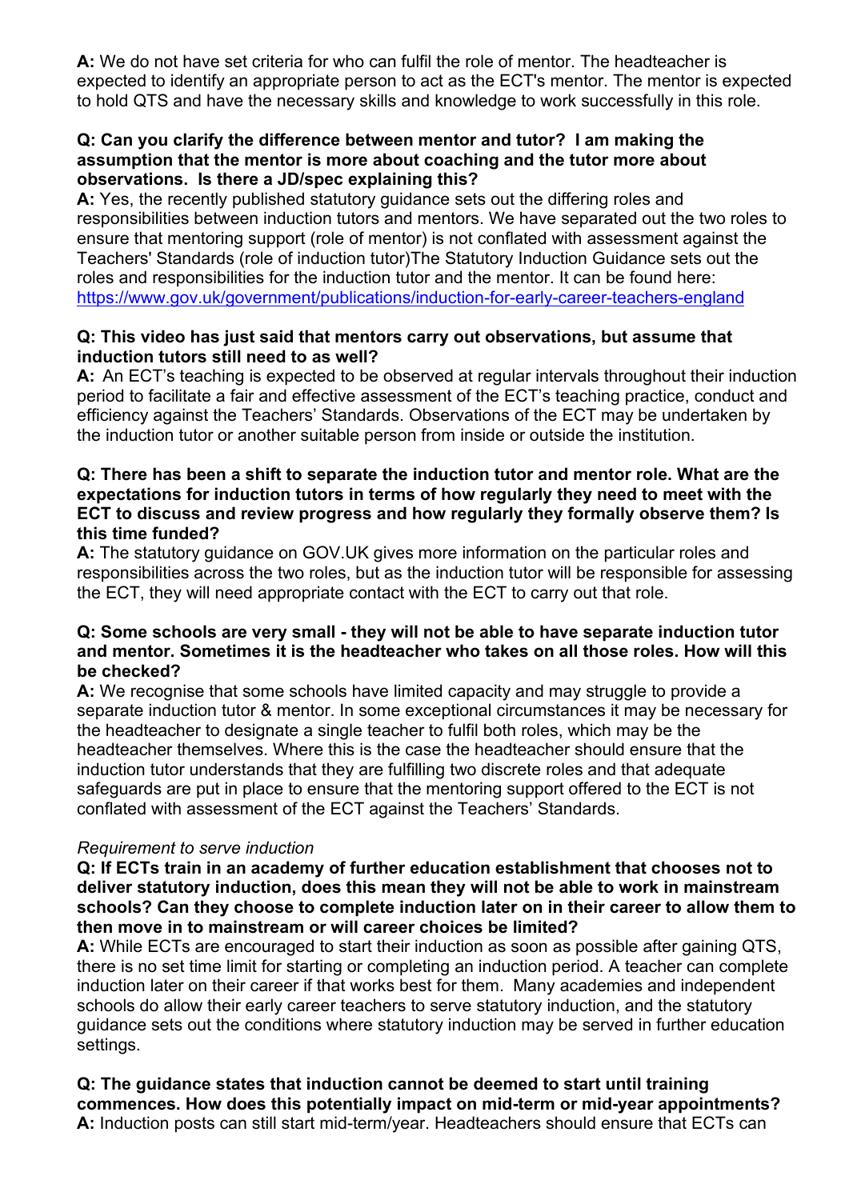**A:** We do not have set criteria for who can fulfil the role of mentor. The headteacher is expected to identify an appropriate person to act as the ECT's mentor. The mentor is expected to hold QTS and have the necessary skills and knowledge to work successfully in this role.

**Q: Can you clarify the difference between mentor and tutor? I am making the assumption that the mentor is more about coaching and the tutor more about observations. Is there a JD/spec explaining this?**

**A:** Yes, the recently published statutory guidance sets out the differing roles and responsibilities between induction tutors and mentors. We have separated out the two roles to ensure that mentoring support (role of mentor) is not conflated with assessment against the Teachers' Standards (role of induction tutor)The Statutory Induction Guidance sets out the roles and responsibilities for the induction tutor and the mentor. It can be found here: [https://www.gov.uk/government/publications/induction-for-early-career-teachers-england](https://www.gov.uk/government/publications/induction-for-early-career-teachers-england)

**Q: This video has just said that mentors carry out observations, but assume that induction tutors still need to as well?**

**A:** An ECT's teaching is expected to be observed at regular intervals throughout their induction period to facilitate a fair and effective assessment of the ECT's teaching practice, conduct and efficiency against the Teachers' Standards. Observations of the ECT may be undertaken by the induction tutor or another suitable person from inside or outside the institution.

**Q: There has been a shift to separate the induction tutor and mentor role. What are the expectations for induction tutors in terms of how regularly they need to meet with the ECT to discuss and review progress and how regularly they formally observe them? Is this time funded?**

**A:** The statutory guidance on GOV.UK gives more information on the particular roles and responsibilities across the two roles, but as the induction tutor will be responsible for assessing the ECT, they will need appropriate contact with the ECT to carry out that role.

**Q: Some schools are very small - they will not be able to have separate induction tutor and mentor. Sometimes it is the headteacher who takes on all those roles. How will this be checked?**

**A:** We recognise that some schools have limited capacity and may struggle to provide a separate induction tutor & mentor. In some exceptional circumstances it may be necessary for the headteacher to designate a single teacher to fulfil both roles, which may be the headteacher themselves. Where this is the case the headteacher should ensure that the induction tutor understands that they are fulfilling two discrete roles and that adequate safeguards are put in place to ensure that the mentoring support offered to the ECT is not conflated with assessment of the ECT against the Teachers' Standards.

*Requirement to serve induction*

**Q: If ECTs train in an academy of further education establishment that chooses not to deliver statutory induction, does this mean they will not be able to work in mainstream schools? Can they choose to complete induction later on in their career to allow them to then move in to mainstream or will career choices be limited?**

**A:** While ECTs are encouraged to start their induction as soon as possible after gaining QTS, there is no set time limit for starting or completing an induction period. A teacher can complete induction later on their career if that works best for them. Many academies and independent schools do allow their early career teachers to serve statutory induction, and the statutory guidance sets out the conditions where statutory induction may be served in further education settings.

**Q: The guidance states that induction cannot be deemed to start until training commences. How does this potentially impact on mid-term or mid-year appointments?**

**A:** Induction posts can still start mid-term/year. Headteachers should ensure that ECTs can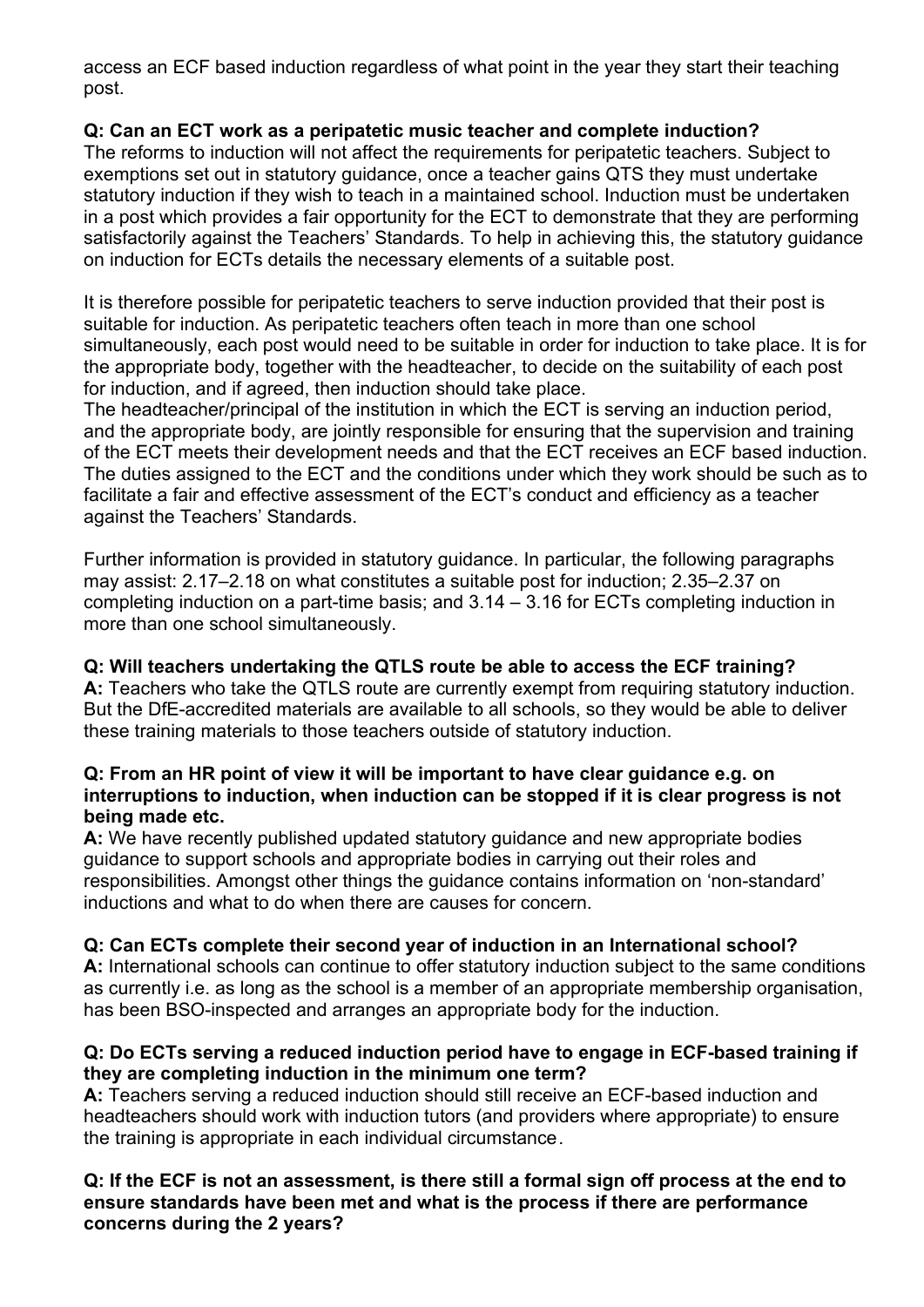access an ECF based induction regardless of what point in the year they start their teaching post.

**Q: Can an ECT work as a peripatetic music teacher and complete induction?**

The reforms to induction will not affect the requirements for peripatetic teachers. Subject to exemptions set out in statutory guidance, once a teacher gains QTS they must undertake statutory induction if they wish to teach in a maintained school. Induction must be undertaken in a post which provides a fair opportunity for the ECT to demonstrate that they are performing satisfactorily against the Teachers' Standards. To help in achieving this, the statutory guidance on induction for ECTs details the necessary elements of a suitable post.

It is therefore possible for peripatetic teachers to serve induction provided that their post is suitable for induction. As peripatetic teachers often teach in more than one school simultaneously, each post would need to be suitable in order for induction to take place. It is for the appropriate body, together with the headteacher, to decide on the suitability of each post for induction, and if agreed, then induction should take place.

The headteacher/principal of the institution in which the ECT is serving an induction period, and the appropriate body, are jointly responsible for ensuring that the supervision and training of the ECT meets their development needs and that the ECT receives an ECF based induction. The duties assigned to the ECT and the conditions under which they work should be such as to facilitate a fair and effective assessment of the ECT's conduct and efficiency as a teacher against the Teachers' Standards.

Further information is provided in statutory guidance. In particular, the following paragraphs may assist: 2.17–2.18 on what constitutes a suitable post for induction; 2.35–2.37 on completing induction on a part-time basis; and 3.14 – 3.16 for ECTs completing induction in more than one school simultaneously.

**Q: Will teachers undertaking the QTLS route be able to access the ECF training?**

**A:** Teachers who take the QTLS route are currently exempt from requiring statutory induction. But the DfE-accredited materials are available to all schools, so they would be able to deliver these training materials to those teachers outside of statutory induction.

**Q: From an HR point of view it will be important to have clear guidance e.g. on interruptions to induction, when induction can be stopped if it is clear progress is not being made etc.**

**A:** We have recently published updated statutory guidance and new appropriate bodies guidance to support schools and appropriate bodies in carrying out their roles and responsibilities. Amongst other things the guidance contains information on 'non-standard' inductions and what to do when there are causes for concern.

**Q: Can ECTs complete their second year of induction in an International school?**

**A:** International schools can continue to offer statutory induction subject to the same conditions as currently i.e. as long as the school is a member of an appropriate membership organisation, has been BSO-inspected and arranges an appropriate body for the induction.

**Q: Do ECTs serving a reduced induction period have to engage in ECF-based training if they are completing induction in the minimum one term?**

**A:** Teachers serving a reduced induction should still receive an ECF-based induction and headteachers should work with induction tutors (and providers where appropriate) to ensure the training is appropriate in each individual circumstance.

**Q: If the ECF is not an assessment, is there still a formal sign off process at the end to ensure standards have been met and what is the process if there are performance concerns during the 2 years?**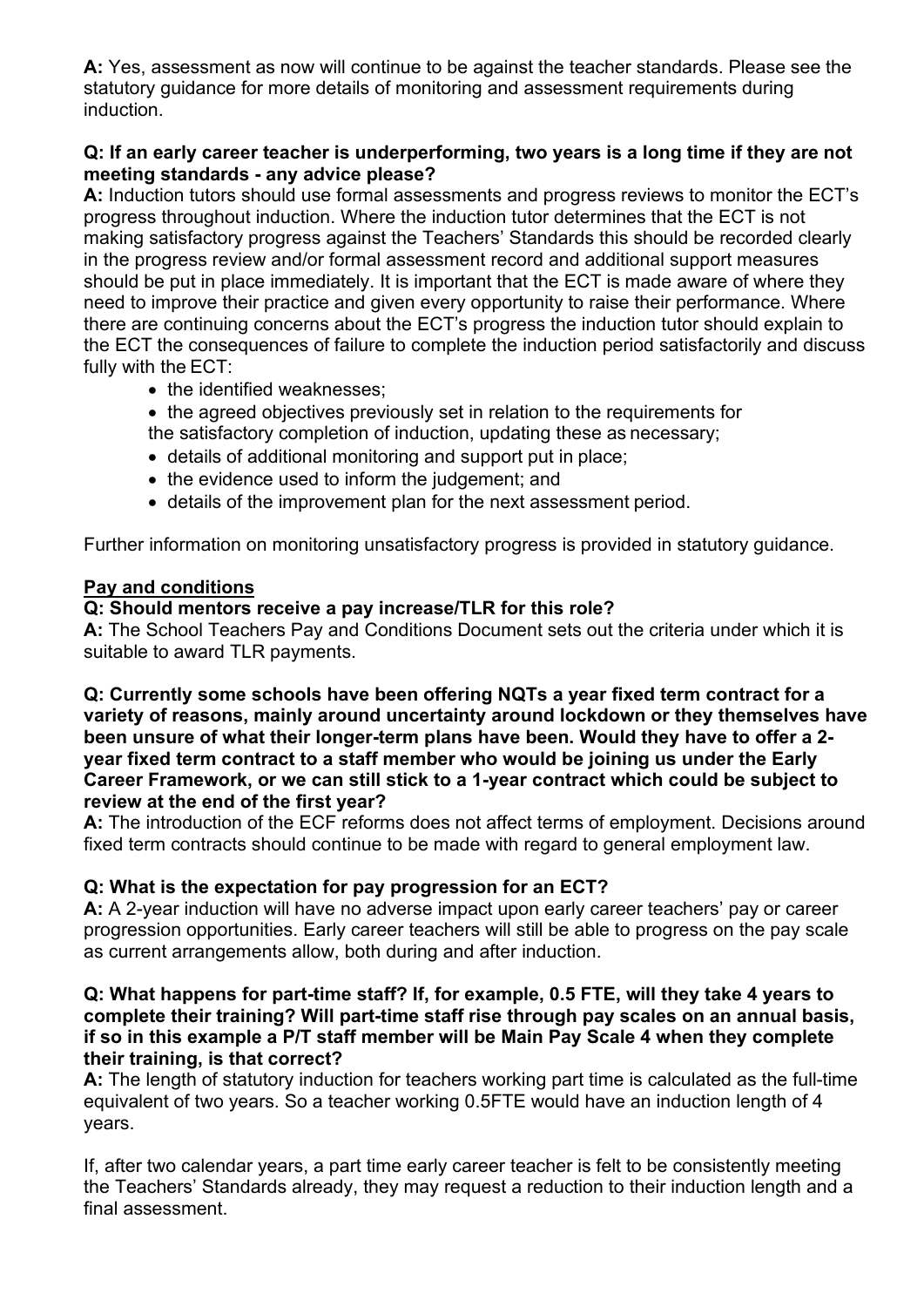**A:** Yes, assessment as now will continue to be against the teacher standards. Please see the statutory guidance for more details of monitoring and assessment requirements during induction.

**Q: If an early career teacher is underperforming, two years is a long time if they are not meeting standards - any advice please?**

**A:** Induction tutors should use formal assessments and progress reviews to monitor the ECT's progress throughout induction. Where the induction tutor determines that the ECT is not making satisfactory progress against the Teachers' Standards this should be recorded clearly in the progress review and/or formal assessment record and additional support measures should be put in place immediately. It is important that the ECT is made aware of where they need to improve their practice and given every opportunity to raise their performance. Where there are continuing concerns about the ECT's progress the induction tutor should explain to the ECT the consequences of failure to complete the induction period satisfactorily and discuss fully with the ECT:

- the identified weaknesses;
- the agreed objectives previously set in relation to the requirements for the satisfactory completion of induction, updating these as necessary;
- details of additional monitoring and support put in place;
- the evidence used to inform the judgement; and
- details of the improvement plan for the next assessment period.

Further information on monitoring unsatisfactory progress is provided in statutory guidance.

## Pay and conditions

**Q: Should mentors receive a pay increase/TLR for this role?**

**A:** The School Teachers Pay and Conditions Document sets out the criteria under which it is suitable to award TLR payments.

**Q: Currently some schools have been offering NQTs a year fixed term contract for a variety of reasons, mainly around uncertainty around lockdown or they themselves have been unsure of what their longer-term plans have been. Would they have to offer a 2-year fixed term contract to a staff member who would be joining us under the Early Career Framework, or we can still stick to a 1-year contract which could be subject to review at the end of the first year?**

**A:** The introduction of the ECF reforms does not affect terms of employment. Decisions around fixed term contracts should continue to be made with regard to general employment law.

**Q: What is the expectation for pay progression for an ECT?**

**A:** A 2-year induction will have no adverse impact upon early career teachers' pay or career progression opportunities. Early career teachers will still be able to progress on the pay scale as current arrangements allow, both during and after induction.

**Q: What happens for part-time staff? If, for example, 0.5 FTE, will they take 4 years to complete their training? Will part-time staff rise through pay scales on an annual basis, if so in this example a P/T staff member will be Main Pay Scale 4 when they complete their training, is that correct?**

**A:** The length of statutory induction for teachers working part time is calculated as the full-time equivalent of two years. So a teacher working 0.5FTE would have an induction length of 4 years.

If, after two calendar years, a part time early career teacher is felt to be consistently meeting the Teachers' Standards already, they may request a reduction to their induction length and a final assessment.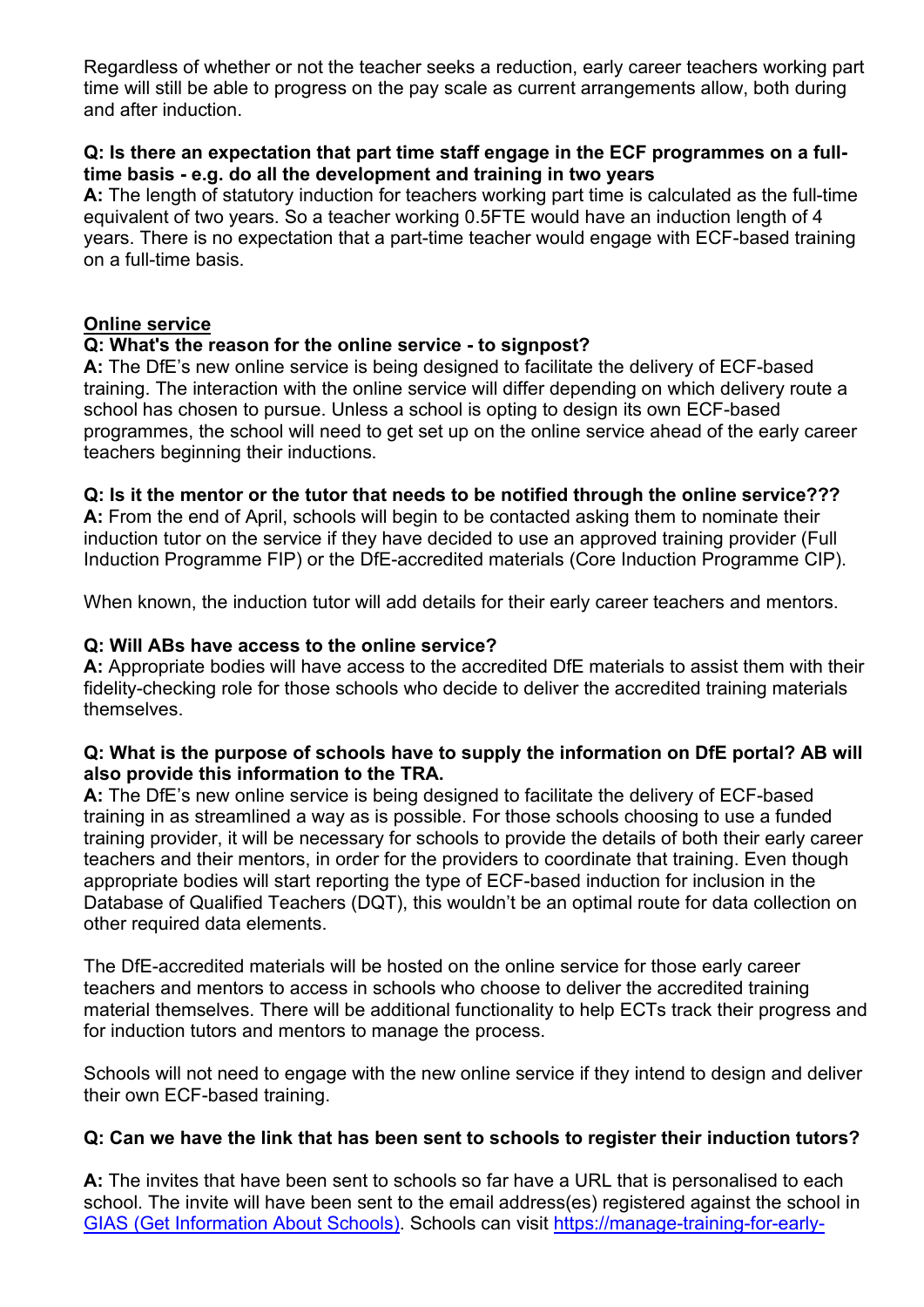Regardless of whether or not the teacher seeks a reduction, early career teachers working part time will still be able to progress on the pay scale as current arrangements allow, both during and after induction.

**Q: Is there an expectation that part time staff engage in the ECF programmes on a full-time basis - e.g. do all the development and training in two years**
**A:** The length of statutory induction for teachers working part time is calculated as the full-time equivalent of two years. So a teacher working 0.5FTE would have an induction length of 4 years. There is no expectation that a part-time teacher would engage with ECF-based training on a full-time basis.

## Online service

**Q: What's the reason for the online service - to signpost?**
**A:** The DfE's new online service is being designed to facilitate the delivery of ECF-based training. The interaction with the online service will differ depending on which delivery route a school has chosen to pursue. Unless a school is opting to design its own ECF-based programmes, the school will need to get set up on the online service ahead of the early career teachers beginning their inductions.

**Q: Is it the mentor or the tutor that needs to be notified through the online service???**
**A:** From the end of April, schools will begin to be contacted asking them to nominate their induction tutor on the service if they have decided to use an approved training provider (Full Induction Programme FIP) or the DfE-accredited materials (Core Induction Programme CIP).

When known, the induction tutor will add details for their early career teachers and mentors.

**Q: Will ABs have access to the online service?**
**A:** Appropriate bodies will have access to the accredited DfE materials to assist them with their fidelity-checking role for those schools who decide to deliver the accredited training materials themselves.

**Q: What is the purpose of schools have to supply the information on DfE portal? AB will also provide this information to the TRA.**
**A:** The DfE's new online service is being designed to facilitate the delivery of ECF-based training in as streamlined a way as is possible. For those schools choosing to use a funded training provider, it will be necessary for schools to provide the details of both their early career teachers and their mentors, in order for the providers to coordinate that training. Even though appropriate bodies will start reporting the type of ECF-based induction for inclusion in the Database of Qualified Teachers (DQT), this wouldn't be an optimal route for data collection on other required data elements.

The DfE-accredited materials will be hosted on the online service for those early career teachers and mentors to access in schools who choose to deliver the accredited training material themselves. There will be additional functionality to help ECTs track their progress and for induction tutors and mentors to manage the process.

Schools will not need to engage with the new online service if they intend to design and deliver their own ECF-based training.

**Q: Can we have the link that has been sent to schools to register their induction tutors?**

**A:** The invites that have been sent to schools so far have a URL that is personalised to each school. The invite will have been sent to the email address(es) registered against the school in [GIAS (Get Information About Schools)](). Schools can visit [https://manage-training-for-early-]()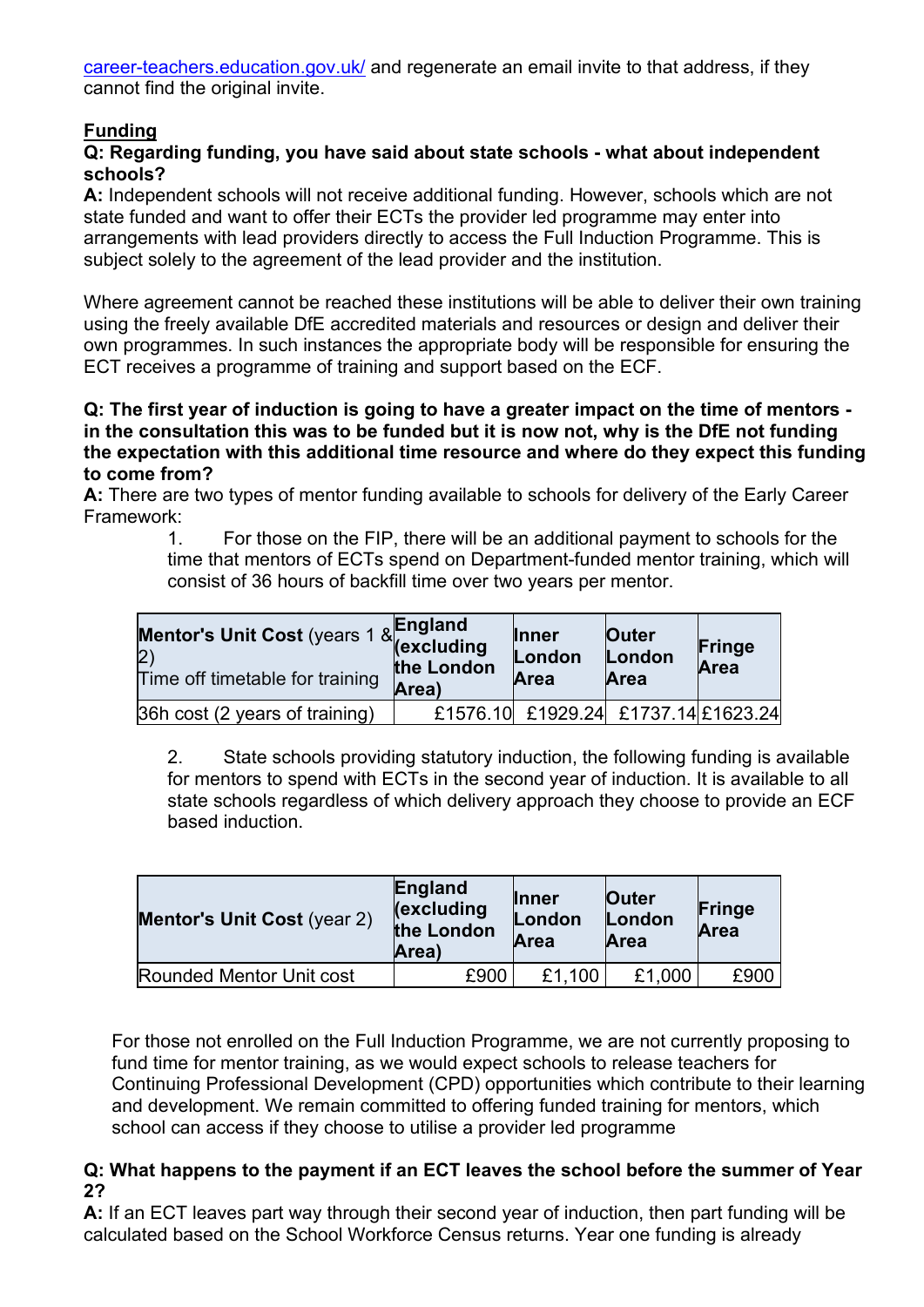career-teachers.education.gov.uk/ and regenerate an email invite to that address, if they cannot find the original invite.

## Funding

**Q: Regarding funding, you have said about state schools - what about independent schools?**

**A:** Independent schools will not receive additional funding. However, schools which are not state funded and want to offer their ECTs the provider led programme may enter into arrangements with lead providers directly to access the Full Induction Programme. This is subject solely to the agreement of the lead provider and the institution.

Where agreement cannot be reached these institutions will be able to deliver their own training using the freely available DfE accredited materials and resources or design and deliver their own programmes. In such instances the appropriate body will be responsible for ensuring the ECT receives a programme of training and support based on the ECF.

**Q: The first year of induction is going to have a greater impact on the time of mentors - in the consultation this was to be funded but it is now not, why is the DfE not funding the expectation with this additional time resource and where do they expect this funding to come from?**

**A:** There are two types of mentor funding available to schools for delivery of the Early Career Framework:

1. For those on the FIP, there will be an additional payment to schools for the time that mentors of ECTs spend on Department-funded mentor training, which will consist of 36 hours of backfill time over two years per mentor.

| **Mentor's Unit Cost** (years 1 & 2) Time off timetable for training | **England (excluding the London Area)** | **Inner London Area** | **Outer London Area** | **Fringe Area** |
|---|---|---|---|---|
| 36h cost (2 years of training) | £1576.10 | £1929.24 | £1737.14 | £1623.24 |

2. State schools providing statutory induction, the following funding is available for mentors to spend with ECTs in the second year of induction. It is available to all state schools regardless of which delivery approach they choose to provide an ECF based induction.

| **Mentor's Unit Cost** (year 2) | **England (excluding the London Area)** | **Inner London Area** | **Outer London Area** | **Fringe Area** |
|---|---|---|---|---|
| Rounded Mentor Unit cost | £900 | £1,100 | £1,000 | £900 |

For those not enrolled on the Full Induction Programme, we are not currently proposing to fund time for mentor training, as we would expect schools to release teachers for Continuing Professional Development (CPD) opportunities which contribute to their learning and development. We remain committed to offering funded training for mentors, which school can access if they choose to utilise a provider led programme

**Q: What happens to the payment if an ECT leaves the school before the summer of Year 2?**

**A:** If an ECT leaves part way through their second year of induction, then part funding will be calculated based on the School Workforce Census returns. Year one funding is already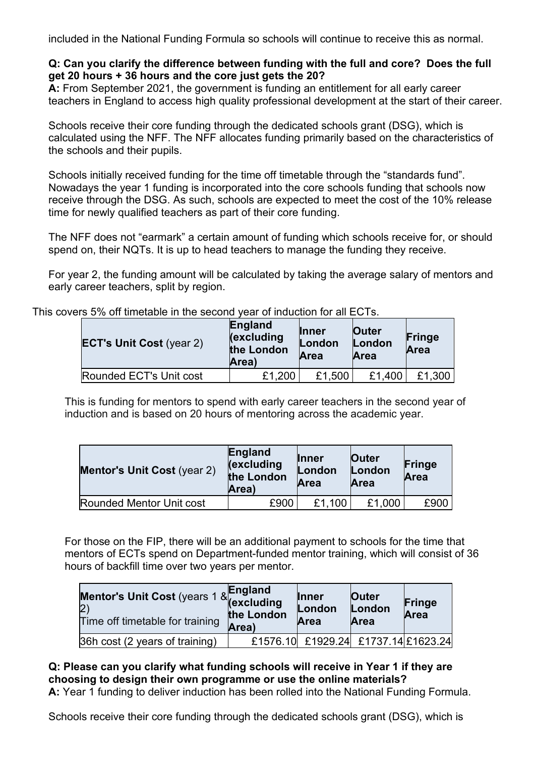included in the National Funding Formula so schools will continue to receive this as normal.

**Q: Can you clarify the difference between funding with the full and core? Does the full get 20 hours + 36 hours and the core just gets the 20?**

**A:** From September 2021, the government is funding an entitlement for all early career teachers in England to access high quality professional development at the start of their career.

Schools receive their core funding through the dedicated schools grant (DSG), which is calculated using the NFF. The NFF allocates funding primarily based on the characteristics of the schools and their pupils.

Schools initially received funding for the time off timetable through the "standards fund". Nowadays the year 1 funding is incorporated into the core schools funding that schools now receive through the DSG. As such, schools are expected to meet the cost of the 10% release time for newly qualified teachers as part of their core funding.

The NFF does not "earmark" a certain amount of funding which schools receive for, or should spend on, their NQTs. It is up to head teachers to manage the funding they receive.

For year 2, the funding amount will be calculated by taking the average salary of mentors and early career teachers, split by region.

This covers 5% off timetable in the second year of induction for all ECTs.

| **ECT's Unit Cost** (year 2) | **England (excluding the London Area)** | **Inner London Area** | **Outer London Area** | **Fringe Area** |
|---|---|---|---|---|
| Rounded ECT's Unit cost | £1,200 | £1,500 | £1,400 | £1,300 |

This is funding for mentors to spend with early career teachers in the second year of induction and is based on 20 hours of mentoring across the academic year.

| **Mentor's Unit Cost** (year 2) | **England (excluding the London Area)** | **Inner London Area** | **Outer London Area** | **Fringe Area** |
|---|---|---|---|---|
| Rounded Mentor Unit cost | £900 | £1,100 | £1,000 | £900 |

For those on the FIP, there will be an additional payment to schools for the time that mentors of ECTs spend on Department-funded mentor training, which will consist of 36 hours of backfill time over two years per mentor.

| **Mentor's Unit Cost** (years 1 & 2) Time off timetable for training | **England (excluding the London Area)** | **Inner London Area** | **Outer London Area** | **Fringe Area** |
|---|---|---|---|---|
| 36h cost (2 years of training) | £1576.10 | £1929.24 | £1737.14 | £1623.24 |

**Q: Please can you clarify what funding schools will receive in Year 1 if they are choosing to design their own programme or use the online materials?**

**A:** Year 1 funding to deliver induction has been rolled into the National Funding Formula.

Schools receive their core funding through the dedicated schools grant (DSG), which is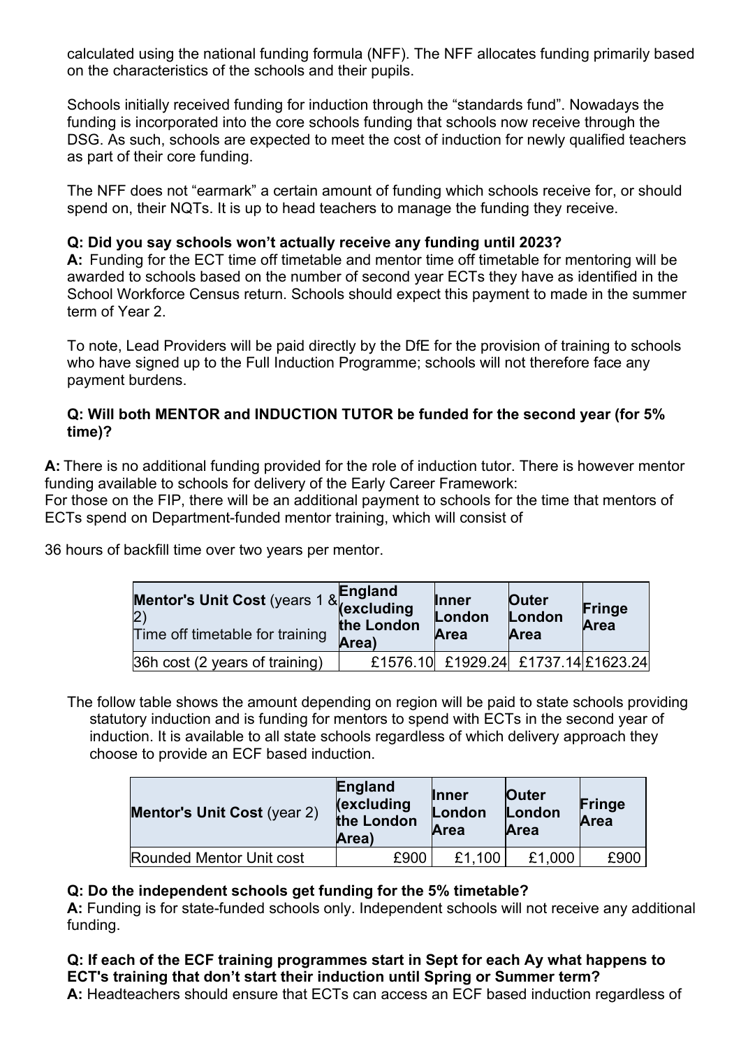calculated using the national funding formula (NFF). The NFF allocates funding primarily based on the characteristics of the schools and their pupils.

Schools initially received funding for induction through the “standards fund”. Nowadays the funding is incorporated into the core schools funding that schools now receive through the DSG. As such, schools are expected to meet the cost of induction for newly qualified teachers as part of their core funding.

The NFF does not “earmark” a certain amount of funding which schools receive for, or should spend on, their NQTs. It is up to head teachers to manage the funding they receive.

**Q: Did you say schools won’t actually receive any funding until 2023?**
**A:** Funding for the ECT time off timetable and mentor time off timetable for mentoring will be awarded to schools based on the number of second year ECTs they have as identified in the School Workforce Census return. Schools should expect this payment to made in the summer term of Year 2.

To note, Lead Providers will be paid directly by the DfE for the provision of training to schools who have signed up to the Full Induction Programme; schools will not therefore face any payment burdens.

**Q: Will both MENTOR and INDUCTION TUTOR be funded for the second year (for 5% time)?**

**A:** There is no additional funding provided for the role of induction tutor. There is however mentor funding available to schools for delivery of the Early Career Framework:
For those on the FIP, there will be an additional payment to schools for the time that mentors of ECTs spend on Department-funded mentor training, which will consist of

36 hours of backfill time over two years per mentor.

| **Mentor's Unit Cost** (years 1 & 2) Time off timetable for training | **England (excluding the London Area)** | **Inner London Area** | **Outer London Area** | **Fringe Area** |
|---|---|---|---|---|
| 36h cost (2 years of training) | £1576.10 | £1929.24 | £1737.14 | £1623.24 |

The follow table shows the amount depending on region will be paid to state schools providing statutory induction and is funding for mentors to spend with ECTs in the second year of induction. It is available to all state schools regardless of which delivery approach they choose to provide an ECF based induction.

| **Mentor's Unit Cost** (year 2) | **England (excluding the London Area)** | **Inner London Area** | **Outer London Area** | **Fringe Area** |
|---|---|---|---|---|
| Rounded Mentor Unit cost | £900 | £1,100 | £1,000 | £900 |

**Q: Do the independent schools get funding for the 5% timetable?**
**A:** Funding is for state-funded schools only. Independent schools will not receive any additional funding.

**Q: If each of the ECF training programmes start in Sept for each Ay what happens to ECT's training that don’t start their induction until Spring or Summer term?**
**A:** Headteachers should ensure that ECTs can access an ECF based induction regardless of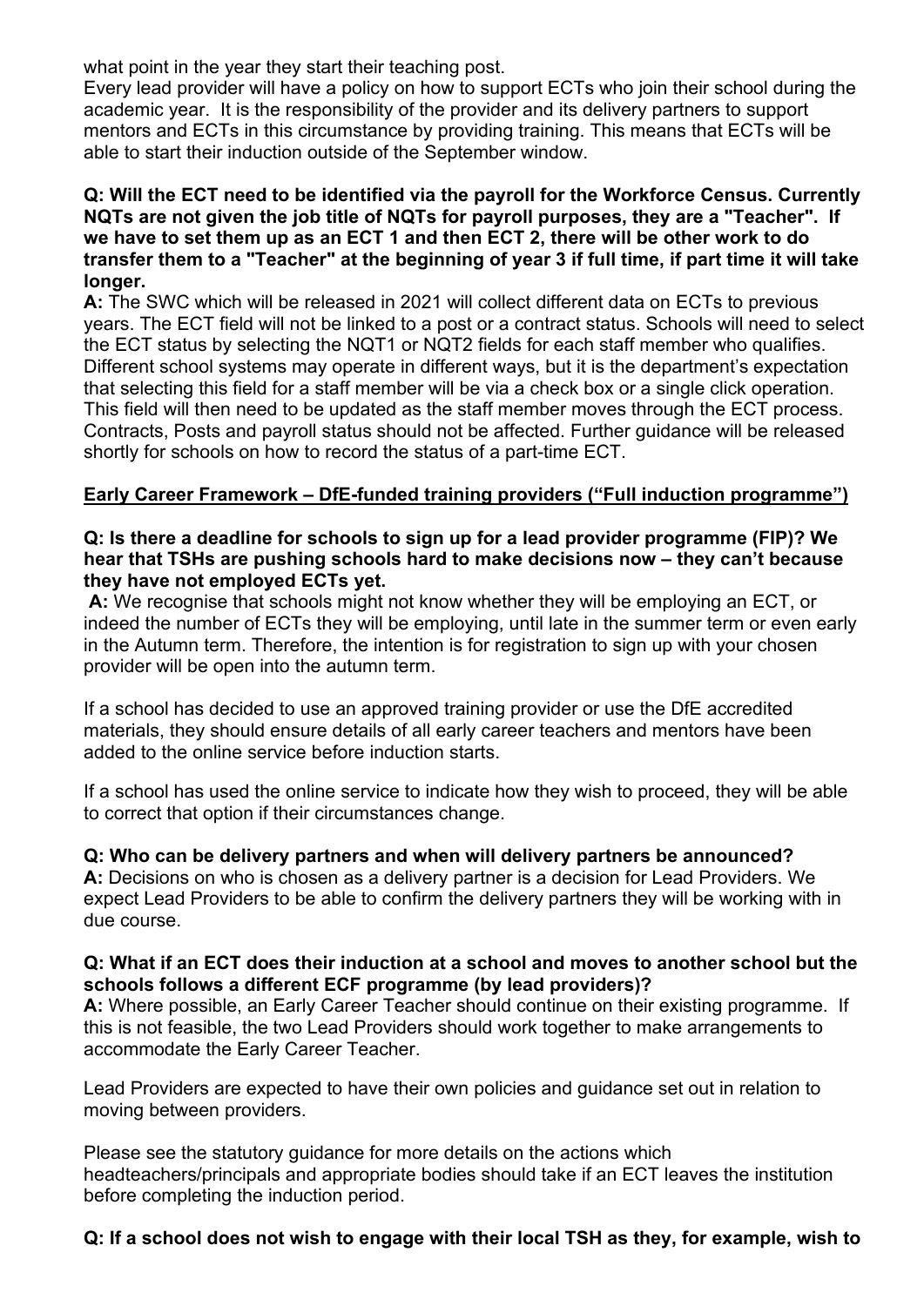what point in the year they start their teaching post.
Every lead provider will have a policy on how to support ECTs who join their school during the academic year. It is the responsibility of the provider and its delivery partners to support mentors and ECTs in this circumstance by providing training. This means that ECTs will be able to start their induction outside of the September window.

**Q: Will the ECT need to be identified via the payroll for the Workforce Census. Currently NQTs are not given the job title of NQTs for payroll purposes, they are a "Teacher". If we have to set them up as an ECT 1 and then ECT 2, there will be other work to do transfer them to a "Teacher" at the beginning of year 3 if full time, if part time it will take longer.**

**A:** The SWC which will be released in 2021 will collect different data on ECTs to previous years. The ECT field will not be linked to a post or a contract status. Schools will need to select the ECT status by selecting the NQT1 or NQT2 fields for each staff member who qualifies. Different school systems may operate in different ways, but it is the department's expectation that selecting this field for a staff member will be via a check box or a single click operation. This field will then need to be updated as the staff member moves through the ECT process. Contracts, Posts and payroll status should not be affected. Further guidance will be released shortly for schools on how to record the status of a part-time ECT.

## Early Career Framework – DfE-funded training providers ("Full induction programme")

**Q: Is there a deadline for schools to sign up for a lead provider programme (FIP)? We hear that TSHs are pushing schools hard to make decisions now – they can't because they have not employed ECTs yet.**

**A:** We recognise that schools might not know whether they will be employing an ECT, or indeed the number of ECTs they will be employing, until late in the summer term or even early in the Autumn term. Therefore, the intention is for registration to sign up with your chosen provider will be open into the autumn term.

If a school has decided to use an approved training provider or use the DfE accredited materials, they should ensure details of all early career teachers and mentors have been added to the online service before induction starts.

If a school has used the online service to indicate how they wish to proceed, they will be able to correct that option if their circumstances change.

**Q: Who can be delivery partners and when will delivery partners be announced?**

**A:** Decisions on who is chosen as a delivery partner is a decision for Lead Providers. We expect Lead Providers to be able to confirm the delivery partners they will be working with in due course.

**Q: What if an ECT does their induction at a school and moves to another school but the schools follows a different ECF programme (by lead providers)?**

**A:** Where possible, an Early Career Teacher should continue on their existing programme. If this is not feasible, the two Lead Providers should work together to make arrangements to accommodate the Early Career Teacher.

Lead Providers are expected to have their own policies and guidance set out in relation to moving between providers.

Please see the statutory guidance for more details on the actions which headteachers/principals and appropriate bodies should take if an ECT leaves the institution before completing the induction period.

**Q: If a school does not wish to engage with their local TSH as they, for example, wish to**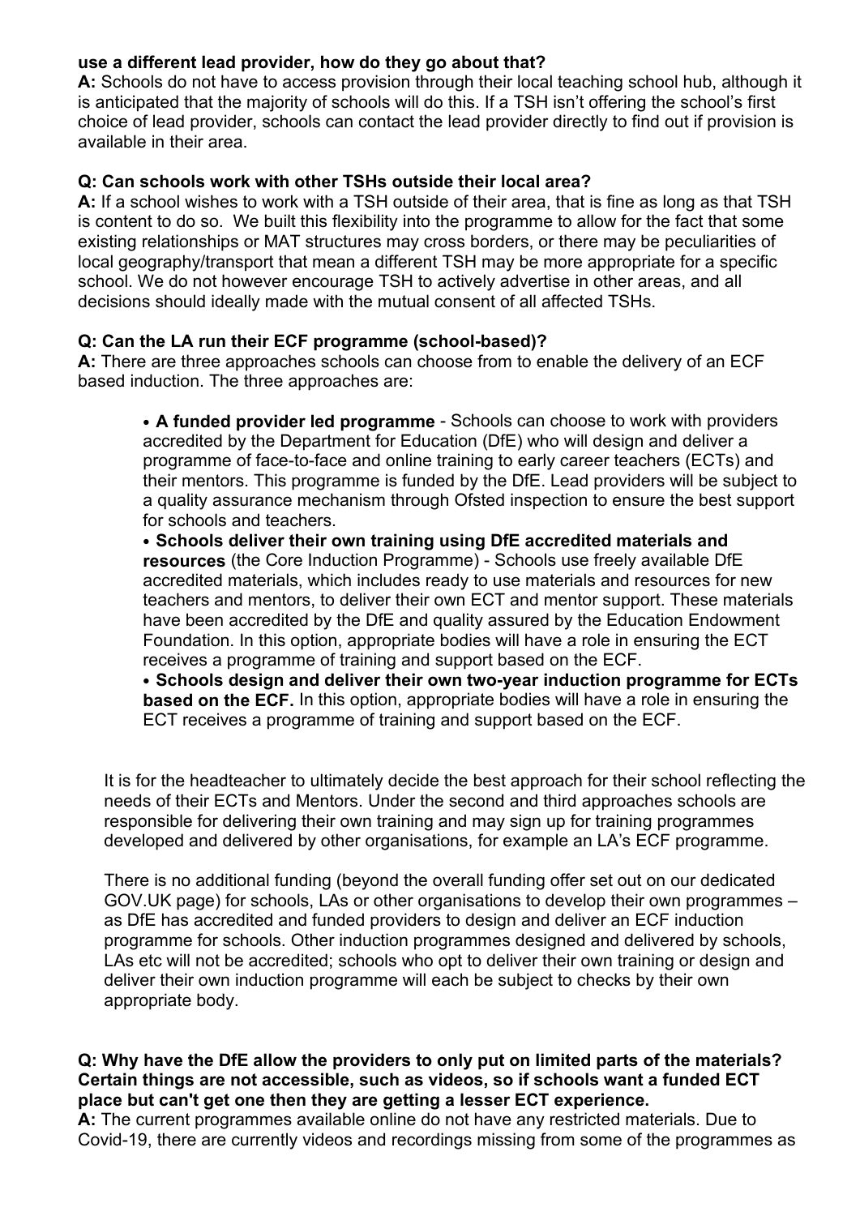**use a different lead provider, how do they go about that?**

**A:** Schools do not have to access provision through their local teaching school hub, although it is anticipated that the majority of schools will do this. If a TSH isn't offering the school's first choice of lead provider, schools can contact the lead provider directly to find out if provision is available in their area.

**Q: Can schools work with other TSHs outside their local area?**

**A:** If a school wishes to work with a TSH outside of their area, that is fine as long as that TSH is content to do so. We built this flexibility into the programme to allow for the fact that some existing relationships or MAT structures may cross borders, or there may be peculiarities of local geography/transport that mean a different TSH may be more appropriate for a specific school. We do not however encourage TSH to actively advertise in other areas, and all decisions should ideally made with the mutual consent of all affected TSHs.

**Q: Can the LA run their ECF programme (school-based)?**

**A:** There are three approaches schools can choose from to enable the delivery of an ECF based induction. The three approaches are:

- **A funded provider led programme** - Schools can choose to work with providers accredited by the Department for Education (DfE) who will design and deliver a programme of face-to-face and online training to early career teachers (ECTs) and their mentors. This programme is funded by the DfE. Lead providers will be subject to a quality assurance mechanism through Ofsted inspection to ensure the best support for schools and teachers.
- **Schools deliver their own training using DfE accredited materials and resources** (the Core Induction Programme) - Schools use freely available DfE accredited materials, which includes ready to use materials and resources for new teachers and mentors, to deliver their own ECT and mentor support. These materials have been accredited by the DfE and quality assured by the Education Endowment Foundation. In this option, appropriate bodies will have a role in ensuring the ECT receives a programme of training and support based on the ECF.
- **Schools design and deliver their own two-year induction programme for ECTs based on the ECF.** In this option, appropriate bodies will have a role in ensuring the ECT receives a programme of training and support based on the ECF.

It is for the headteacher to ultimately decide the best approach for their school reflecting the needs of their ECTs and Mentors. Under the second and third approaches schools are responsible for delivering their own training and may sign up for training programmes developed and delivered by other organisations, for example an LA's ECF programme.

There is no additional funding (beyond the overall funding offer set out on our dedicated GOV.UK page) for schools, LAs or other organisations to develop their own programmes – as DfE has accredited and funded providers to design and deliver an ECF induction programme for schools. Other induction programmes designed and delivered by schools, LAs etc will not be accredited; schools who opt to deliver their own training or design and deliver their own induction programme will each be subject to checks by their own appropriate body.

**Q: Why have the DfE allow the providers to only put on limited parts of the materials? Certain things are not accessible, such as videos, so if schools want a funded ECT place but can't get one then they are getting a lesser ECT experience.**

**A:** The current programmes available online do not have any restricted materials. Due to Covid-19, there are currently videos and recordings missing from some of the programmes as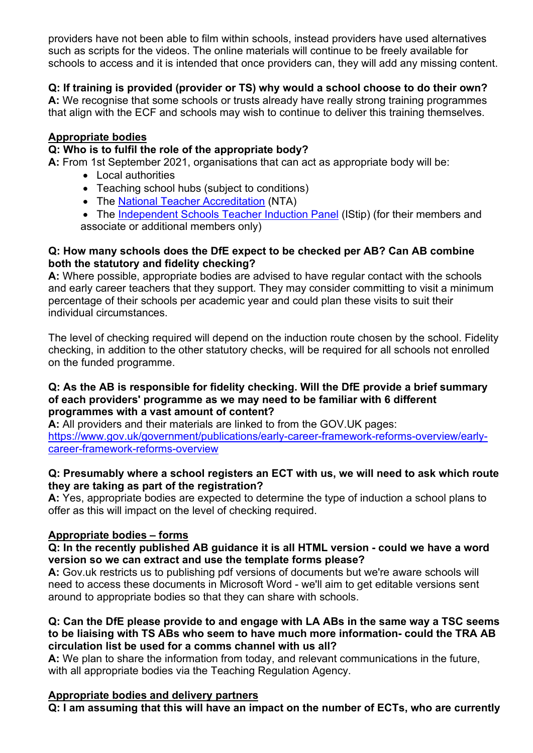providers have not been able to film within schools, instead providers have used alternatives such as scripts for the videos. The online materials will continue to be freely available for schools to access and it is intended that once providers can, they will add any missing content.

**Q: If training is provided (provider or TS) why would a school choose to do their own?**
**A:** We recognise that some schools or trusts already have really strong training programmes that align with the ECF and schools may wish to continue to deliver this training themselves.

## Appropriate bodies

**Q: Who is to fulfil the role of the appropriate body?**
**A:** From 1st September 2021, organisations that can act as appropriate body will be:

- Local authorities
- Teaching school hubs (subject to conditions)
- The National Teacher Accreditation (NTA)
- The Independent Schools Teacher Induction Panel (IStip) (for their members and associate or additional members only)

**Q: How many schools does the DfE expect to be checked per AB? Can AB combine both the statutory and fidelity checking?**
**A:** Where possible, appropriate bodies are advised to have regular contact with the schools and early career teachers that they support. They may consider committing to visit a minimum percentage of their schools per academic year and could plan these visits to suit their individual circumstances.

The level of checking required will depend on the induction route chosen by the school. Fidelity checking, in addition to the other statutory checks, will be required for all schools not enrolled on the funded programme.

**Q: As the AB is responsible for fidelity checking. Will the DfE provide a brief summary of each providers' programme as we may need to be familiar with 6 different programmes with a vast amount of content?**
**A:** All providers and their materials are linked to from the GOV.UK pages:
https://www.gov.uk/government/publications/early-career-framework-reforms-overview/early-career-framework-reforms-overview

**Q: Presumably where a school registers an ECT with us, we will need to ask which route they are taking as part of the registration?**
**A:** Yes, appropriate bodies are expected to determine the type of induction a school plans to offer as this will impact on the level of checking required.

## Appropriate bodies – forms

**Q: In the recently published AB guidance it is all HTML version - could we have a word version so we can extract and use the template forms please?**
**A:** Gov.uk restricts us to publishing pdf versions of documents but we're aware schools will need to access these documents in Microsoft Word - we'll aim to get editable versions sent around to appropriate bodies so that they can share with schools.

**Q: Can the DfE please provide to and engage with LA ABs in the same way a TSC seems to be liaising with TS ABs who seem to have much more information- could the TRA AB circulation list be used for a comms channel with us all?**
**A:** We plan to share the information from today, and relevant communications in the future, with all appropriate bodies via the Teaching Regulation Agency.

## Appropriate bodies and delivery partners

**Q: I am assuming that this will have an impact on the number of ECTs, who are currently**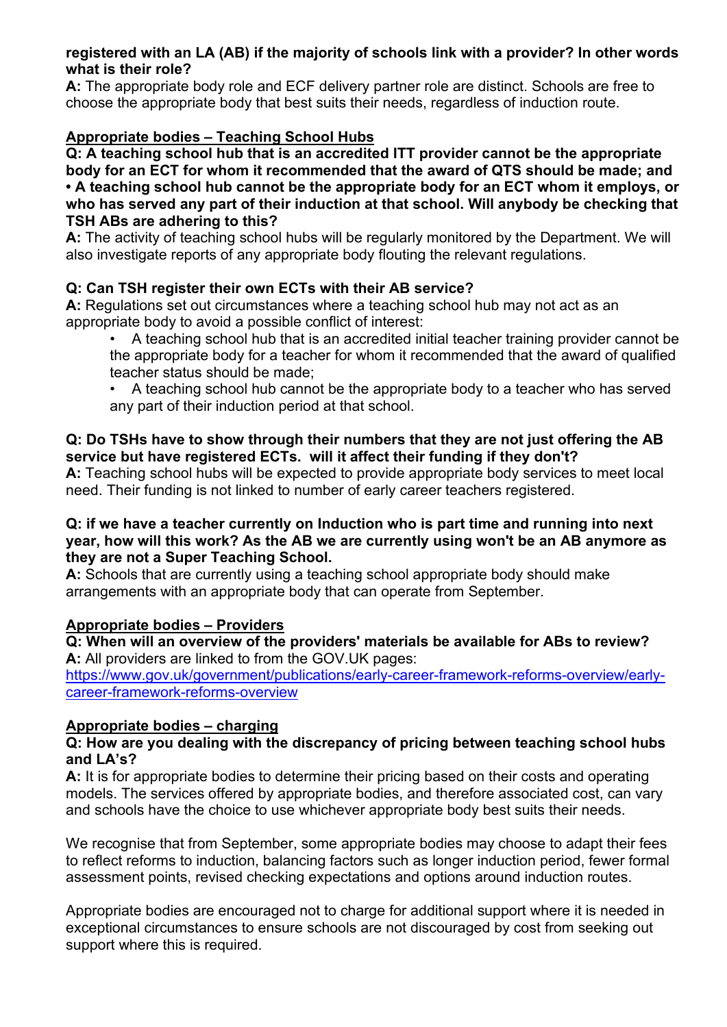**registered with an LA (AB) if the majority of schools link with a provider? In other words what is their role?**

**A:** The appropriate body role and ECF delivery partner role are distinct. Schools are free to choose the appropriate body that best suits their needs, regardless of induction route.

**Appropriate bodies – Teaching School Hubs**

**Q: A teaching school hub that is an accredited ITT provider cannot be the appropriate body for an ECT for whom it recommended that the award of QTS should be made; and • A teaching school hub cannot be the appropriate body for an ECT whom it employs, or who has served any part of their induction at that school. Will anybody be checking that TSH ABs are adhering to this?**

**A:** The activity of teaching school hubs will be regularly monitored by the Department. We will also investigate reports of any appropriate body flouting the relevant regulations.

**Q: Can TSH register their own ECTs with their AB service?**

**A:** Regulations set out circumstances where a teaching school hub may not act as an appropriate body to avoid a possible conflict of interest:

- A teaching school hub that is an accredited initial teacher training provider cannot be the appropriate body for a teacher for whom it recommended that the award of qualified teacher status should be made;
- A teaching school hub cannot be the appropriate body to a teacher who has served any part of their induction period at that school.

**Q: Do TSHs have to show through their numbers that they are not just offering the AB service but have registered ECTs. will it affect their funding if they don't?**

**A:** Teaching school hubs will be expected to provide appropriate body services to meet local need. Their funding is not linked to number of early career teachers registered.

**Q: if we have a teacher currently on Induction who is part time and running into next year, how will this work? As the AB we are currently using won't be an AB anymore as they are not a Super Teaching School.**

**A:** Schools that are currently using a teaching school appropriate body should make arrangements with an appropriate body that can operate from September.

**Appropriate bodies – Providers**

**Q: When will an overview of the providers' materials be available for ABs to review?**

**A:** All providers are linked to from the GOV.UK pages: [https://www.gov.uk/government/publications/early-career-framework-reforms-overview/early-career-framework-reforms-overview](https://www.gov.uk/government/publications/early-career-framework-reforms-overview/early-career-framework-reforms-overview)

**Appropriate bodies – charging**

**Q: How are you dealing with the discrepancy of pricing between teaching school hubs and LA's?**

**A:** It is for appropriate bodies to determine their pricing based on their costs and operating models. The services offered by appropriate bodies, and therefore associated cost, can vary and schools have the choice to use whichever appropriate body best suits their needs.

We recognise that from September, some appropriate bodies may choose to adapt their fees to reflect reforms to induction, balancing factors such as longer induction period, fewer formal assessment points, revised checking expectations and options around induction routes.

Appropriate bodies are encouraged not to charge for additional support where it is needed in exceptional circumstances to ensure schools are not discouraged by cost from seeking out support where this is required.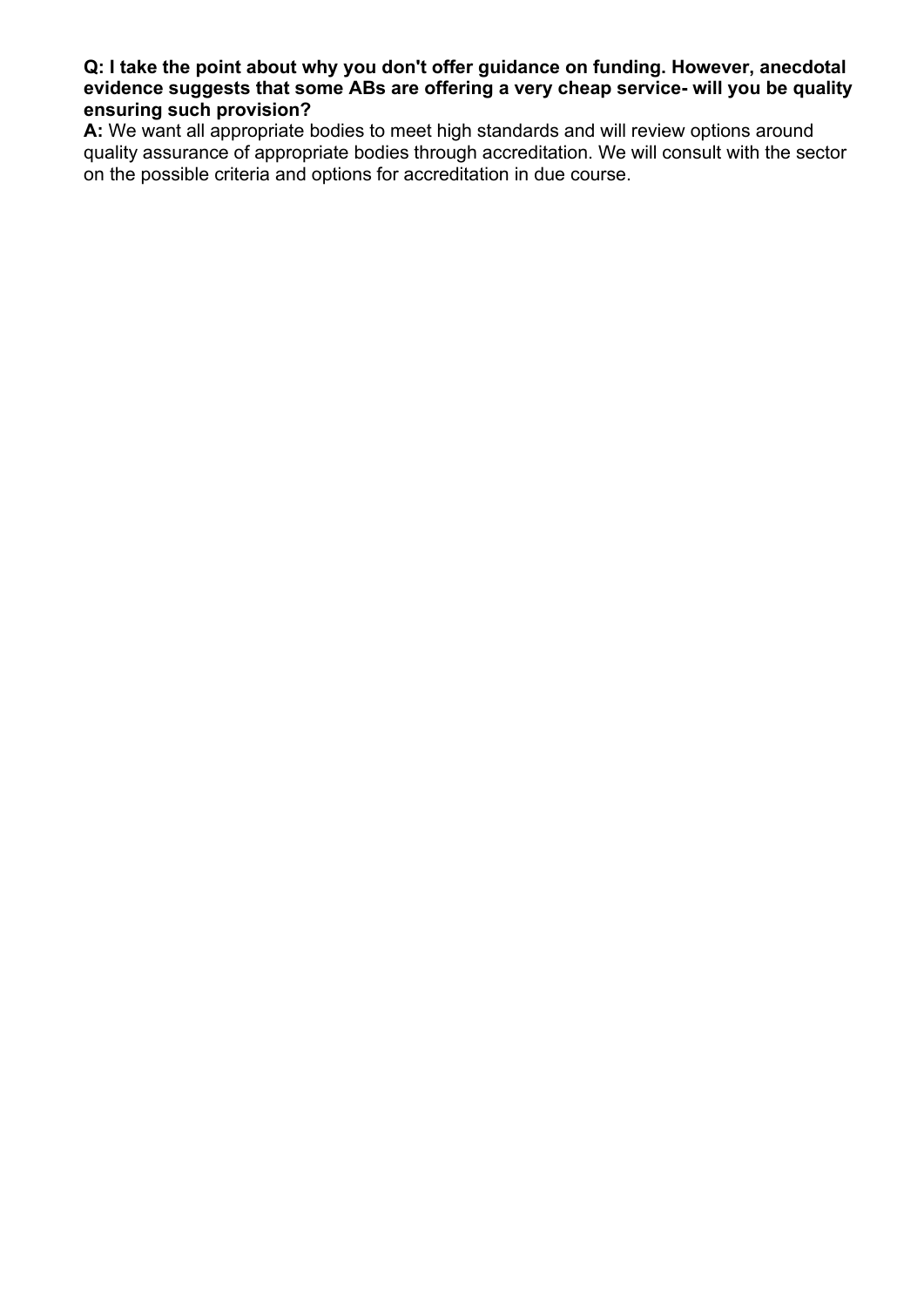**Q: I take the point about why you don't offer guidance on funding. However, anecdotal evidence suggests that some ABs are offering a very cheap service- will you be quality ensuring such provision?**

**A:** We want all appropriate bodies to meet high standards and will review options around quality assurance of appropriate bodies through accreditation. We will consult with the sector on the possible criteria and options for accreditation in due course.